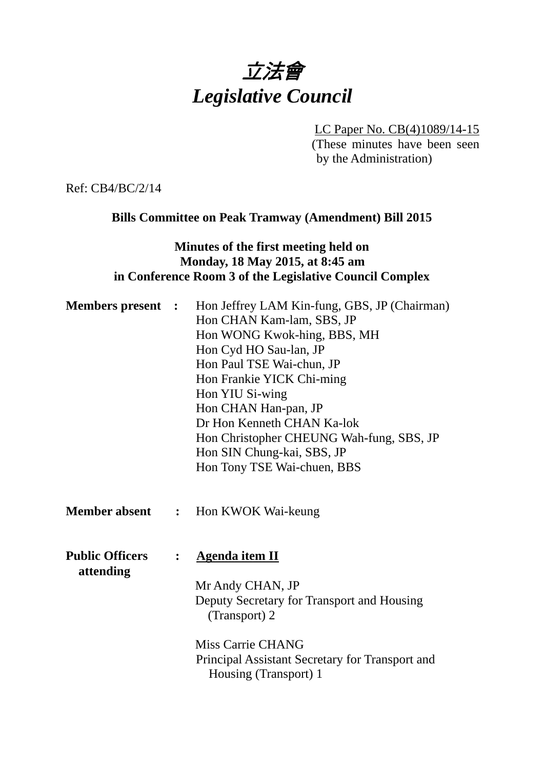# 立法會
# *Legislative Council*

LC Paper No. CB(4)1089/14-15
(These minutes have been seen by the Administration)

Ref: CB4/BC/2/14

**Bills Committee on Peak Tramway (Amendment) Bill 2015**

**Minutes of the first meeting held on Monday, 18 May 2015, at 8:45 am in Conference Room 3 of the Legislative Council Complex**

**Members present :**

Hon Jeffrey LAM Kin-fung, GBS, JP (Chairman)
Hon CHAN Kam-lam, SBS, JP
Hon WONG Kwok-hing, BBS, MH
Hon Cyd HO Sau-lan, JP
Hon Paul TSE Wai-chun, JP
Hon Frankie YICK Chi-ming
Hon YIU Si-wing
Hon CHAN Han-pan, JP
Dr Hon Kenneth CHAN Ka-lok
Hon Christopher CHEUNG Wah-fung, SBS, JP
Hon SIN Chung-kai, SBS, JP
Hon Tony TSE Wai-chuen, BBS

**Member absent :**

Hon KWOK Wai-keung

**Public Officers attending :**

**Agenda item II**

Mr Andy CHAN, JP
Deputy Secretary for Transport and Housing (Transport) 2

Miss Carrie CHANG
Principal Assistant Secretary for Transport and Housing (Transport) 1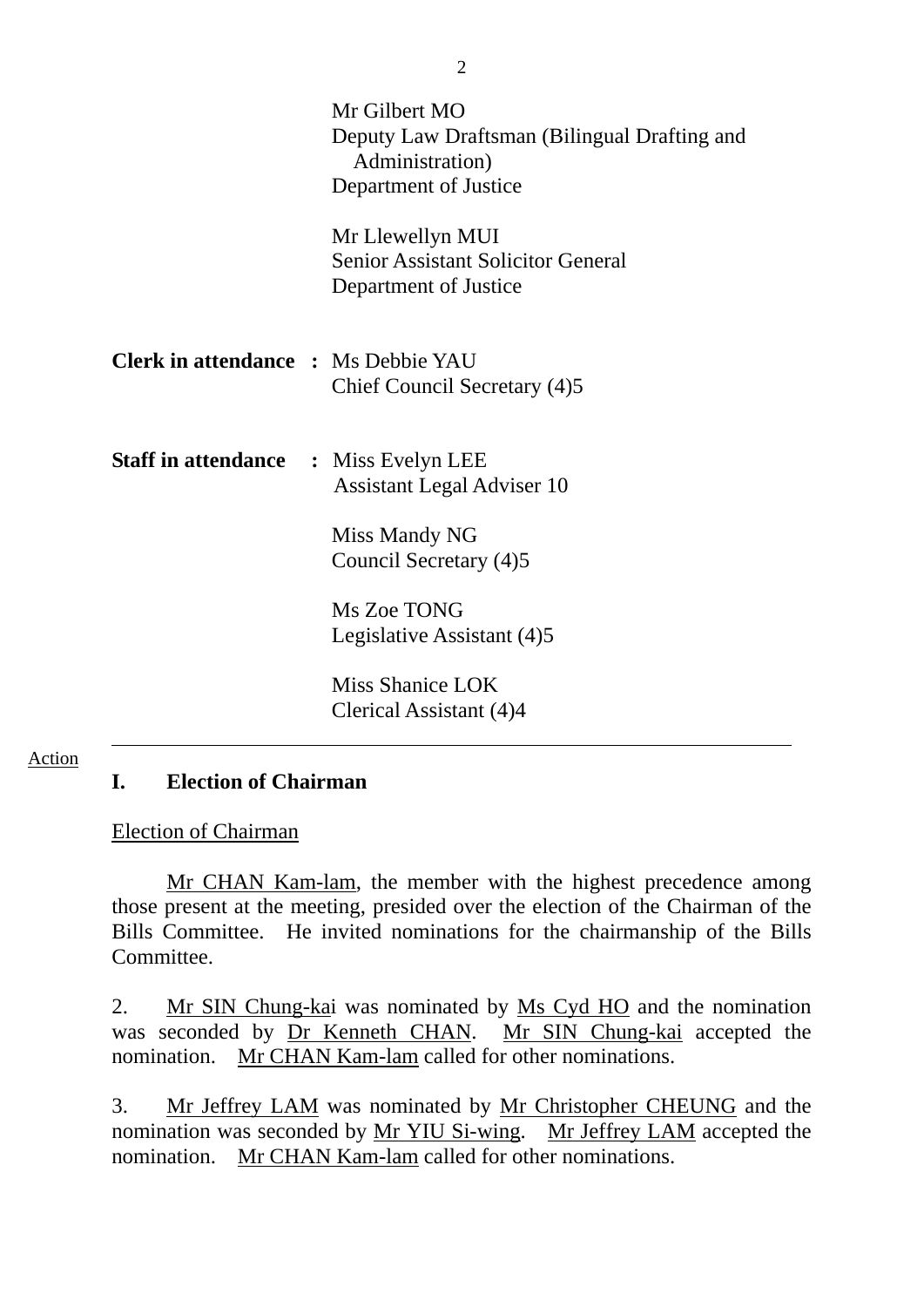Mr Gilbert MO
Deputy Law Draftsman (Bilingual Drafting and Administration)
Department of Justice

Mr Llewellyn MUI
Senior Assistant Solicitor General
Department of Justice

**Clerk in attendance :** Ms Debbie YAU
Chief Council Secretary (4)5

**Staff in attendance :** Miss Evelyn LEE
Assistant Legal Adviser 10

Miss Mandy NG
Council Secretary (4)5

Ms Zoe TONG
Legislative Assistant (4)5

Miss Shanice LOK
Clerical Assistant (4)4

---

Action

## I. Election of Chairman

Election of Chairman

Mr CHAN Kam-lam, the member with the highest precedence among those present at the meeting, presided over the election of the Chairman of the Bills Committee. He invited nominations for the chairmanship of the Bills Committee.

2. Mr SIN Chung-kai was nominated by Ms Cyd HO and the nomination was seconded by Dr Kenneth CHAN. Mr SIN Chung-kai accepted the nomination. Mr CHAN Kam-lam called for other nominations.

3. Mr Jeffrey LAM was nominated by Mr Christopher CHEUNG and the nomination was seconded by Mr YIU Si-wing. Mr Jeffrey LAM accepted the nomination. Mr CHAN Kam-lam called for other nominations.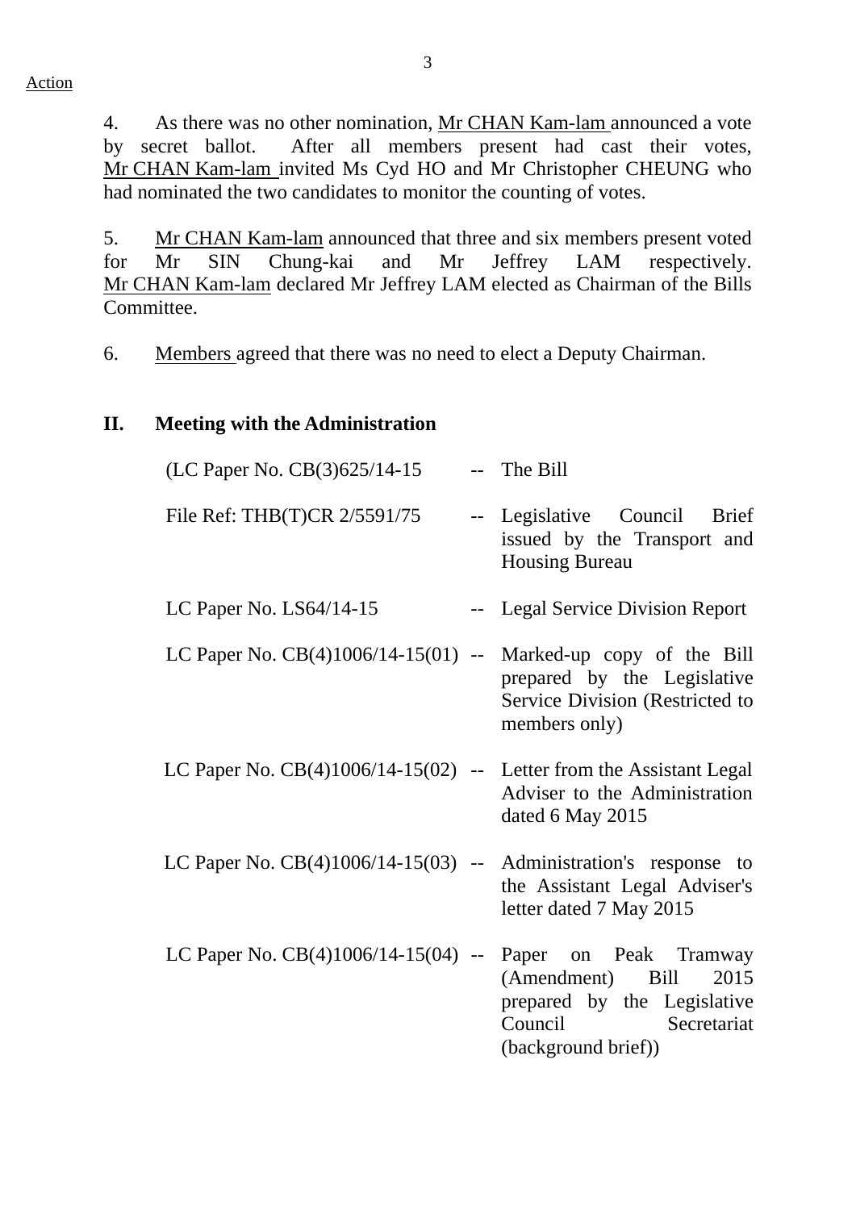Action

4. As there was no other nomination, Mr CHAN Kam-lam announced a vote by secret ballot. After all members present had cast their votes, Mr CHAN Kam-lam invited Ms Cyd HO and Mr Christopher CHEUNG who had nominated the two candidates to monitor the counting of votes.

5. Mr CHAN Kam-lam announced that three and six members present voted for Mr SIN Chung-kai and Mr Jeffrey LAM respectively. Mr CHAN Kam-lam declared Mr Jeffrey LAM elected as Chairman of the Bills Committee.

6. Members agreed that there was no need to elect a Deputy Chairman.

## II. Meeting with the Administration

| | | |
|---|---|---|
| (LC Paper No. CB(3)625/14-15 | -- | The Bill |
| File Ref: THB(T)CR 2/5591/75 | -- | Legislative Council Brief issued by the Transport and Housing Bureau |
| LC Paper No. LS64/14-15 | -- | Legal Service Division Report |
| LC Paper No. CB(4)1006/14-15(01) | -- | Marked-up copy of the Bill prepared by the Legislative Service Division (Restricted to members only) |
| LC Paper No. CB(4)1006/14-15(02) | -- | Letter from the Assistant Legal Adviser to the Administration dated 6 May 2015 |
| LC Paper No. CB(4)1006/14-15(03) | -- | Administration's response to the Assistant Legal Adviser's letter dated 7 May 2015 |
| LC Paper No. CB(4)1006/14-15(04) | -- | Paper on Peak Tramway (Amendment) Bill 2015 prepared by the Legislative Council Secretariat (background brief)) |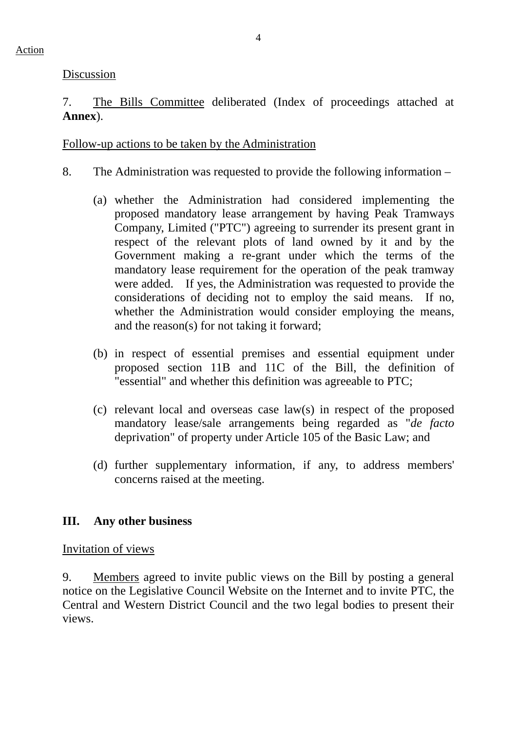Action

Discussion

7. The Bills Committee deliberated (Index of proceedings attached at **Annex**).

Follow-up actions to be taken by the Administration

8. The Administration was requested to provide the following information –

(a) whether the Administration had considered implementing the proposed mandatory lease arrangement by having Peak Tramways Company, Limited ("PTC") agreeing to surrender its present grant in respect of the relevant plots of land owned by it and by the Government making a re-grant under which the terms of the mandatory lease requirement for the operation of the peak tramway were added. If yes, the Administration was requested to provide the considerations of deciding not to employ the said means. If no, whether the Administration would consider employing the means, and the reason(s) for not taking it forward;

(b) in respect of essential premises and essential equipment under proposed section 11B and 11C of the Bill, the definition of "essential" and whether this definition was agreeable to PTC;

(c) relevant local and overseas case law(s) in respect of the proposed mandatory lease/sale arrangements being regarded as "*de facto* deprivation" of property under Article 105 of the Basic Law; and

(d) further supplementary information, if any, to address members' concerns raised at the meeting.

**III. Any other business**

Invitation of views

9. Members agreed to invite public views on the Bill by posting a general notice on the Legislative Council Website on the Internet and to invite PTC, the Central and Western District Council and the two legal bodies to present their views.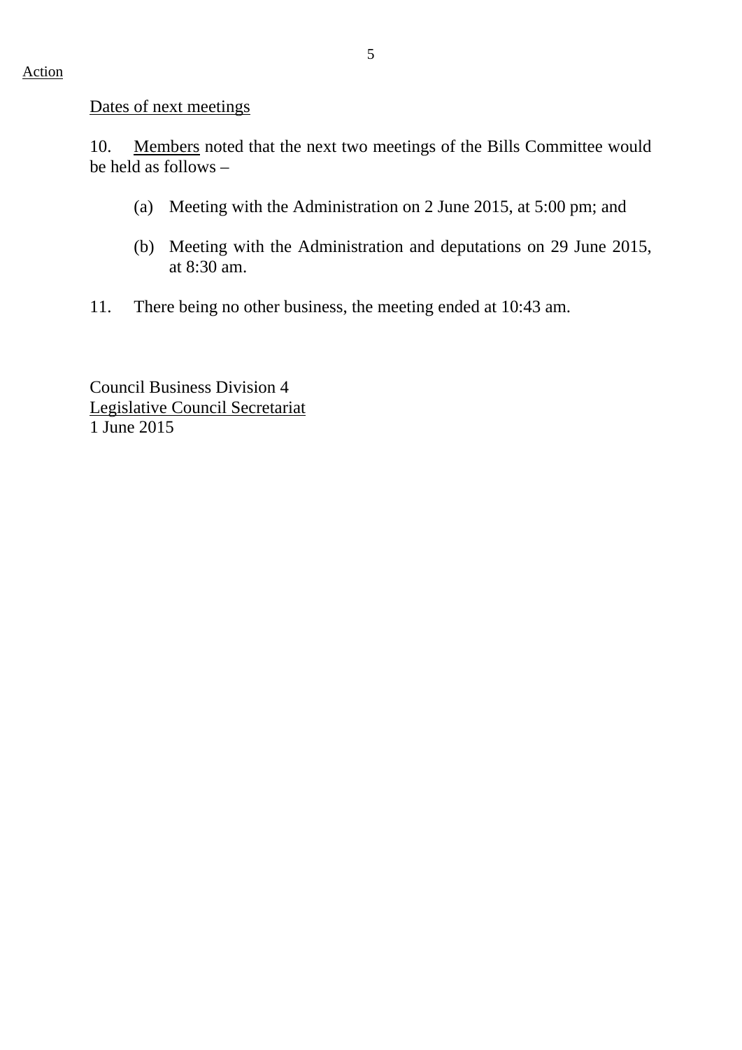Action

<u>Dates of next meetings</u>

10. <u>Members</u> noted that the next two meetings of the Bills Committee would be held as follows –

(a) Meeting with the Administration on 2 June 2015, at 5:00 pm; and

(b) Meeting with the Administration and deputations on 29 June 2015, at 8:30 am.

11. There being no other business, the meeting ended at 10:43 am.

Council Business Division 4
<u>Legislative Council Secretariat</u>
1 June 2015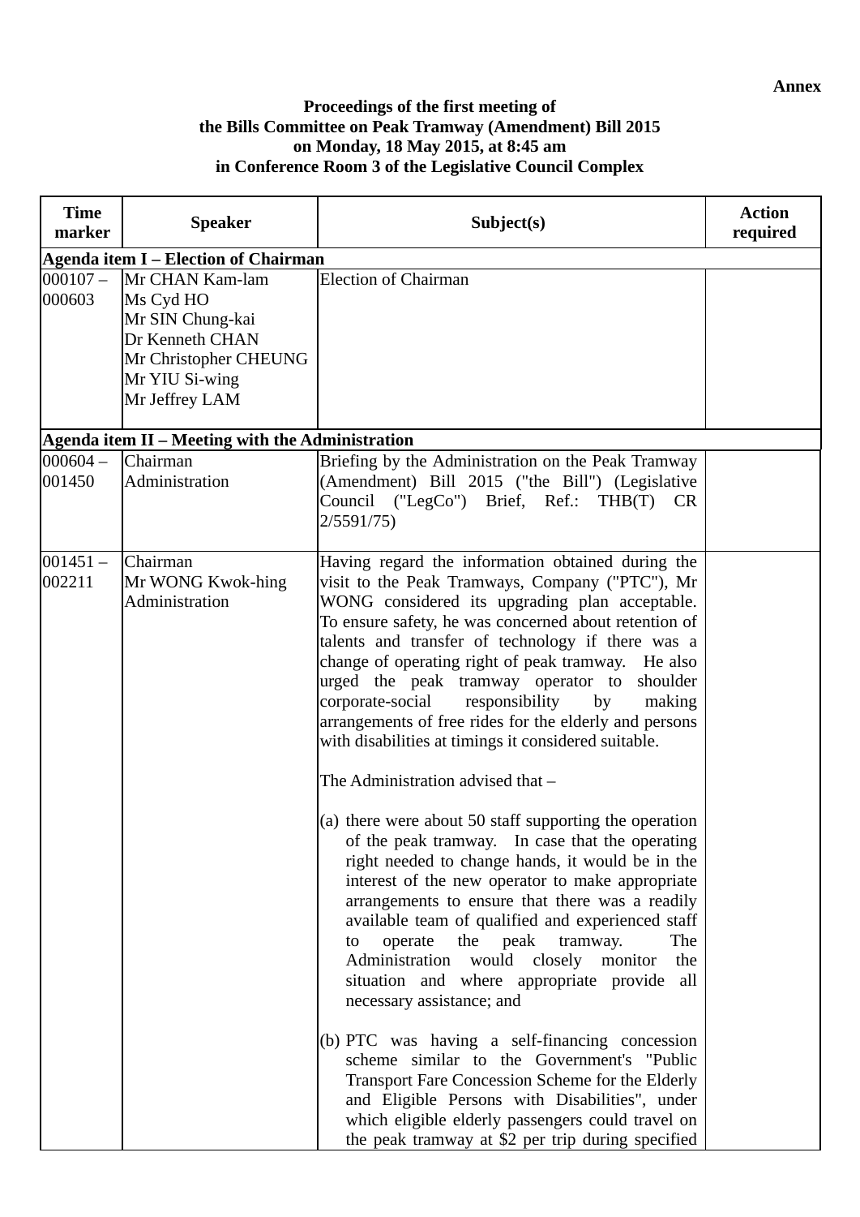**Annex**

**Proceedings of the first meeting of the Bills Committee on Peak Tramway (Amendment) Bill 2015 on Monday, 18 May 2015, at 8:45 am in Conference Room 3 of the Legislative Council Complex**

| Time marker | Speaker | Subject(s) | Action required |
|---|---|---|---|
| **Agenda item I – Election of Chairman** | | | |
| 000107 – 000603 | Mr CHAN Kam-lam<br>Ms Cyd HO<br>Mr SIN Chung-kai<br>Dr Kenneth CHAN<br>Mr Christopher CHEUNG<br>Mr YIU Si-wing<br>Mr Jeffrey LAM | Election of Chairman | |
| **Agenda item II – Meeting with the Administration** | | | |
| 000604 – 001450 | Chairman<br>Administration | Briefing by the Administration on the Peak Tramway (Amendment) Bill 2015 ("the Bill") (Legislative Council ("LegCo") Brief, Ref.: THB(T) CR 2/5591/75) | |
| 001451 – 002211 | Chairman<br>Mr WONG Kwok-hing<br>Administration | Having regard the information obtained during the visit to the Peak Tramways, Company ("PTC"), Mr WONG considered its upgrading plan acceptable. To ensure safety, he was concerned about retention of talents and transfer of technology if there was a change of operating right of peak tramway. He also urged the peak tramway operator to shoulder corporate-social responsibility by making arrangements of free rides for the elderly and persons with disabilities at timings it considered suitable.<br><br>The Administration advised that –<br><br>(a) there were about 50 staff supporting the operation of the peak tramway. In case that the operating right needed to change hands, it would be in the interest of the new operator to make appropriate arrangements to ensure that there was a readily available team of qualified and experienced staff to operate the peak tramway. The Administration would closely monitor the situation and where appropriate provide all necessary assistance; and<br><br>(b) PTC was having a self-financing concession scheme similar to the Government's "Public Transport Fare Concession Scheme for the Elderly and Eligible Persons with Disabilities", under which eligible elderly passengers could travel on the peak tramway at $2 per trip during specified | |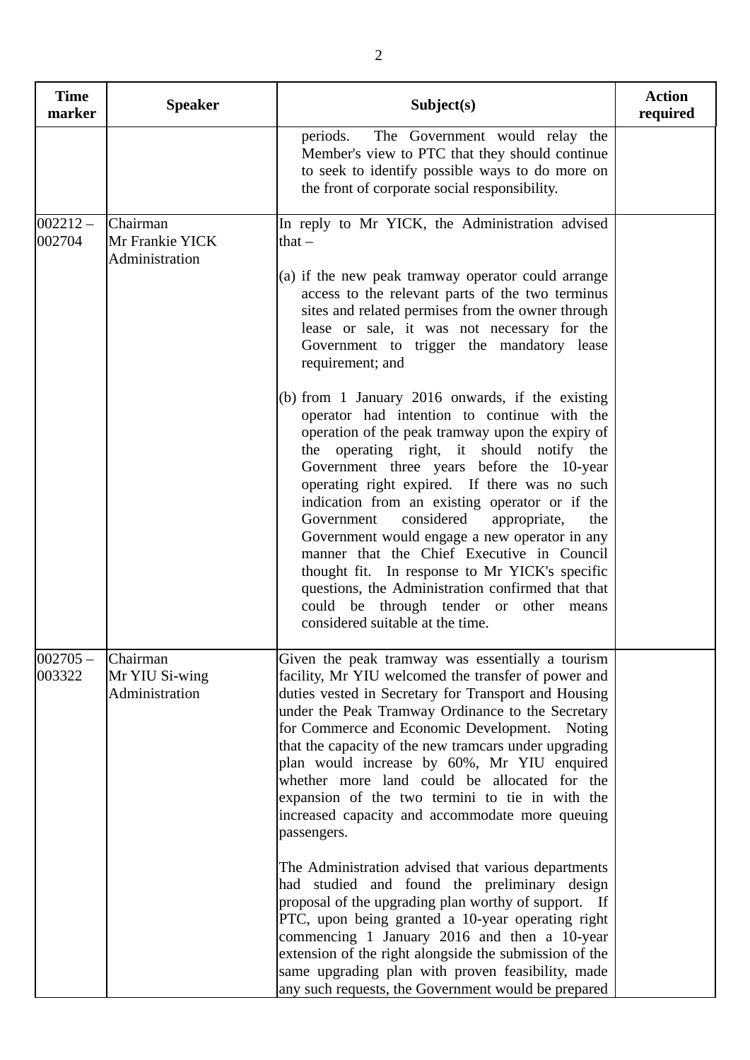| Time marker | Speaker | Subject(s) | Action required |
|---|---|---|---|
| | | periods. The Government would relay the Member's view to PTC that they should continue to seek to identify possible ways to do more on the front of corporate social responsibility. | |
| 002212 – 002704 | Chairman<br>Mr Frankie YICK<br>Administration | In reply to Mr YICK, the Administration advised that –<br><br>(a) if the new peak tramway operator could arrange access to the relevant parts of the two terminus sites and related permises from the owner through lease or sale, it was not necessary for the Government to trigger the mandatory lease requirement; and<br><br>(b) from 1 January 2016 onwards, if the existing operator had intention to continue with the operation of the peak tramway upon the expiry of the operating right, it should notify the Government three years before the 10-year operating right expired. If there was no such indication from an existing operator or if the Government considered appropriate, the Government would engage a new operator in any manner that the Chief Executive in Council thought fit. In response to Mr YICK's specific questions, the Administration confirmed that that could be through tender or other means considered suitable at the time. | |
| 002705 – 003322 | Chairman<br>Mr YIU Si-wing<br>Administration | Given the peak tramway was essentially a tourism facility, Mr YIU welcomed the transfer of power and duties vested in Secretary for Transport and Housing under the Peak Tramway Ordinance to the Secretary for Commerce and Economic Development. Noting that the capacity of the new tramcars under upgrading plan would increase by 60%, Mr YIU enquired whether more land could be allocated for the expansion of the two termini to tie in with the increased capacity and accommodate more queuing passengers.<br><br>The Administration advised that various departments had studied and found the preliminary design proposal of the upgrading plan worthy of support. If PTC, upon being granted a 10-year operating right commencing 1 January 2016 and then a 10-year extension of the right alongside the submission of the same upgrading plan with proven feasibility, made any such requests, the Government would be prepared | |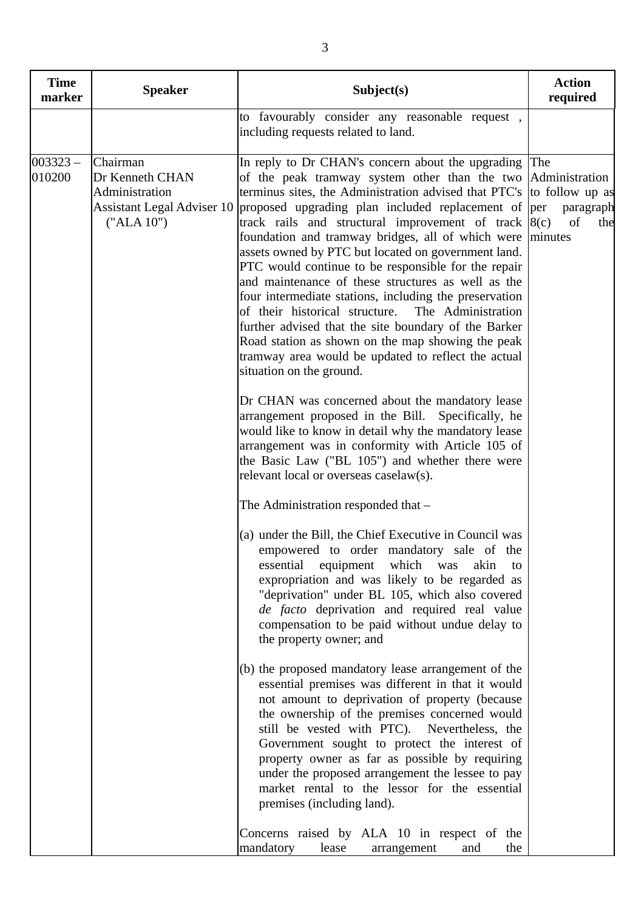| Time marker | Speaker | Subject(s) | Action required |
|---|---|---|---|
| | | to favourably consider any reasonable request , including requests related to land. | |
| 003323 – 010200 | Chairman<br>Dr Kenneth CHAN<br>Administration<br>Assistant Legal Adviser 10 ("ALA 10") | In reply to Dr CHAN's concern about the upgrading of the peak tramway system other than the two terminus sites, the Administration advised that PTC's proposed upgrading plan included replacement of track rails and structural improvement of track foundation and tramway bridges, all of which were assets owned by PTC but located on government land. PTC would continue to be responsible for the repair and maintenance of these structures as well as the four intermediate stations, including the preservation of their historical structure. The Administration further advised that the site boundary of the Barker Road station as shown on the map showing the peak tramway area would be updated to reflect the actual situation on the ground.<br><br>Dr CHAN was concerned about the mandatory lease arrangement proposed in the Bill. Specifically, he would like to know in detail why the mandatory lease arrangement was in conformity with Article 105 of the Basic Law ("BL 105") and whether there were relevant local or overseas caselaw(s).<br><br>The Administration responded that –<br><br>(a) under the Bill, the Chief Executive in Council was empowered to order mandatory sale of the essential equipment which was akin to expropriation and was likely to be regarded as "deprivation" under BL 105, which also covered *de facto* deprivation and required real value compensation to be paid without undue delay to the property owner; and<br><br>(b) the proposed mandatory lease arrangement of the essential premises was different in that it would not amount to deprivation of property (because the ownership of the premises concerned would still be vested with PTC). Nevertheless, the Government sought to protect the interest of property owner as far as possible by requiring under the proposed arrangement the lessee to pay market rental to the lessor for the essential premises (including land).<br><br>Concerns raised by ALA 10 in respect of the mandatory lease arrangement and the | The Administration to follow up as per paragraph 8(c) of the minutes |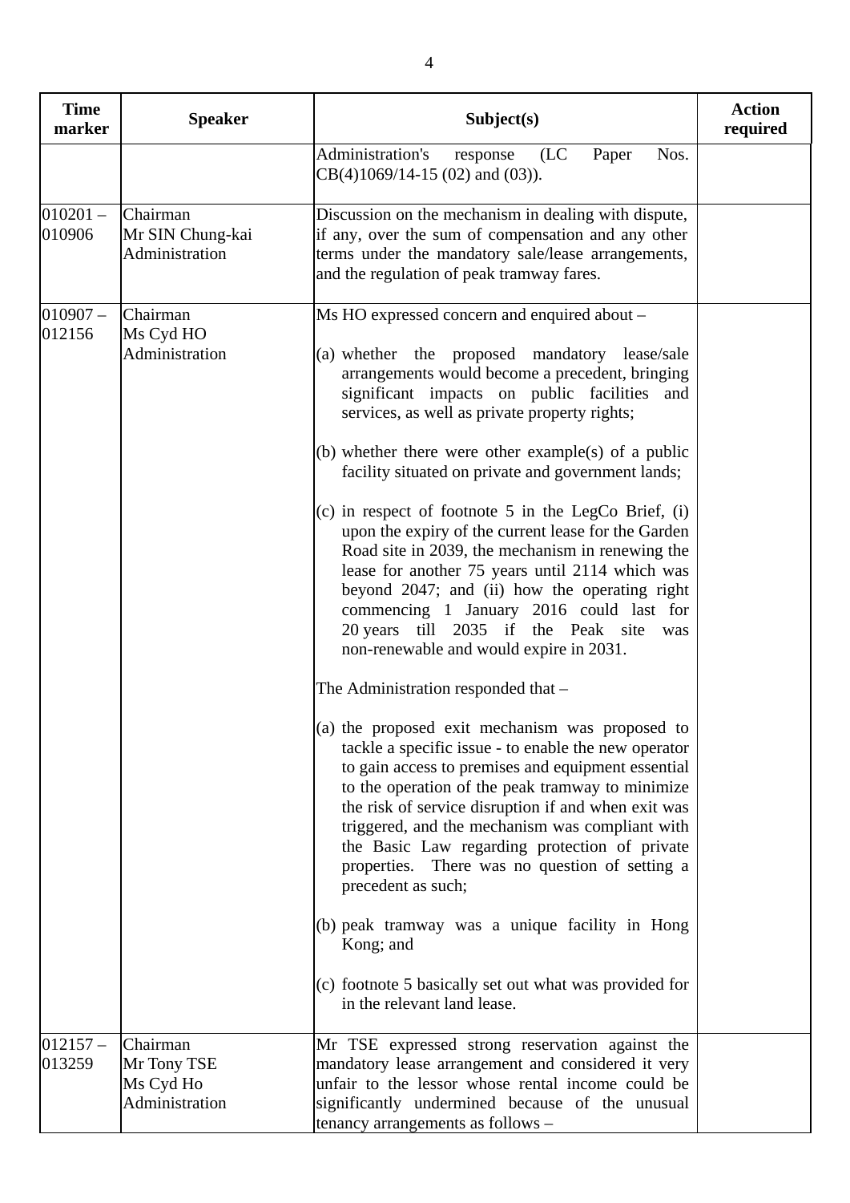| Time marker | Speaker | Subject(s) | Action required |
|---|---|---|---|
| | | Administration's response (LC Paper Nos. CB(4)1069/14-15 (02) and (03)). | |
| 010201 – 010906 | Chairman<br>Mr SIN Chung-kai<br>Administration | Discussion on the mechanism in dealing with dispute, if any, over the sum of compensation and any other terms under the mandatory sale/lease arrangements, and the regulation of peak tramway fares. | |
| 010907 – 012156 | Chairman<br>Ms Cyd HO<br>Administration | Ms HO expressed concern and enquired about –<br><br>(a) whether the proposed mandatory lease/sale arrangements would become a precedent, bringing significant impacts on public facilities and services, as well as private property rights;<br><br>(b) whether there were other example(s) of a public facility situated on private and government lands;<br><br>(c) in respect of footnote 5 in the LegCo Brief, (i) upon the expiry of the current lease for the Garden Road site in 2039, the mechanism in renewing the lease for another 75 years until 2114 which was beyond 2047; and (ii) how the operating right commencing 1 January 2016 could last for 20 years till 2035 if the Peak site was non-renewable and would expire in 2031.<br><br>The Administration responded that –<br><br>(a) the proposed exit mechanism was proposed to tackle a specific issue - to enable the new operator to gain access to premises and equipment essential to the operation of the peak tramway to minimize the risk of service disruption if and when exit was triggered, and the mechanism was compliant with the Basic Law regarding protection of private properties. There was no question of setting a precedent as such;<br><br>(b) peak tramway was a unique facility in Hong Kong; and<br><br>(c) footnote 5 basically set out what was provided for in the relevant land lease. | |
| 012157 – 013259 | Chairman<br>Mr Tony TSE<br>Ms Cyd Ho<br>Administration | Mr TSE expressed strong reservation against the mandatory lease arrangement and considered it very unfair to the lessor whose rental income could be significantly undermined because of the unusual tenancy arrangements as follows – | |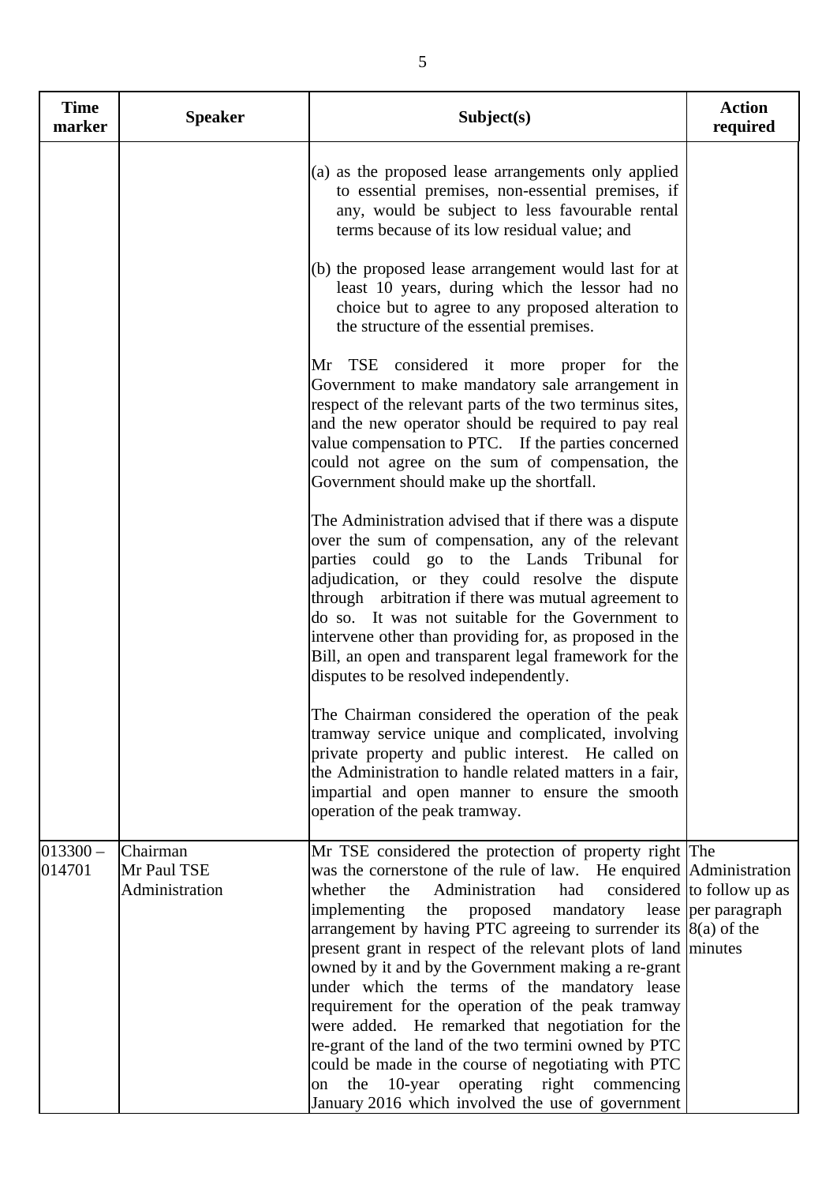| Time marker | Speaker | Subject(s) | Action required |
|---|---|---|---|
| | | (a) as the proposed lease arrangements only applied to essential premises, non-essential premises, if any, would be subject to less favourable rental terms because of its low residual value; and<br><br>(b) the proposed lease arrangement would last for at least 10 years, during which the lessor had no choice but to agree to any proposed alteration to the structure of the essential premises.<br><br>Mr TSE considered it more proper for the Government to make mandatory sale arrangement in respect of the relevant parts of the two terminus sites, and the new operator should be required to pay real value compensation to PTC. If the parties concerned could not agree on the sum of compensation, the Government should make up the shortfall.<br><br>The Administration advised that if there was a dispute over the sum of compensation, any of the relevant parties could go to the Lands Tribunal for adjudication, or they could resolve the dispute through arbitration if there was mutual agreement to do so. It was not suitable for the Government to intervene other than providing for, as proposed in the Bill, an open and transparent legal framework for the disputes to be resolved independently.<br><br>The Chairman considered the operation of the peak tramway service unique and complicated, involving private property and public interest. He called on the Administration to handle related matters in a fair, impartial and open manner to ensure the smooth operation of the peak tramway. | |
| 013300 – 014701 | Chairman<br>Mr Paul TSE<br>Administration | Mr TSE considered the protection of property right was the cornerstone of the rule of law. He enquired whether the Administration had considered implementing the proposed mandatory lease arrangement by having PTC agreeing to surrender its present grant in respect of the relevant plots of land owned by it and by the Government making a re-grant under which the terms of the mandatory lease requirement for the operation of the peak tramway were added. He remarked that negotiation for the re-grant of the land of the two termini owned by PTC could be made in the course of negotiating with PTC on the 10-year operating right commencing January 2016 which involved the use of government | The Administration to follow up as per paragraph 8(a) of the minutes |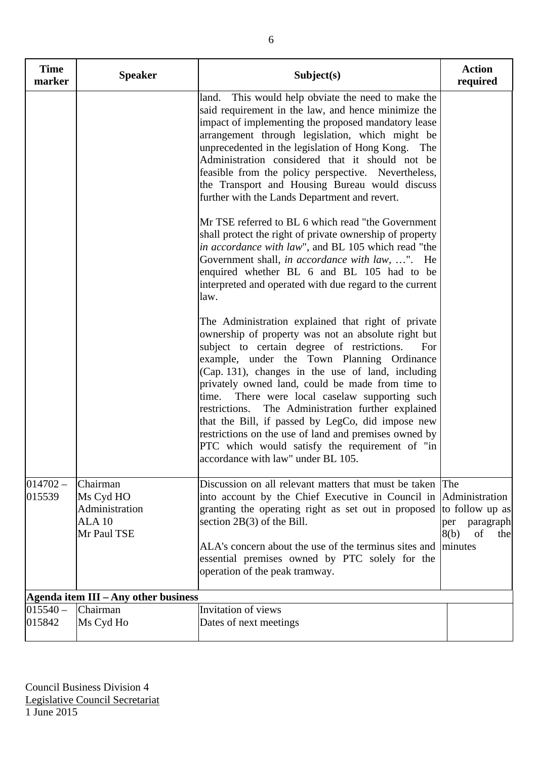| Time marker | Speaker | Subject(s) | Action required |
|---|---|---|---|
| | | land. This would help obviate the need to make the said requirement in the law, and hence minimize the impact of implementing the proposed mandatory lease arrangement through legislation, which might be unprecedented in the legislation of Hong Kong. The Administration considered that it should not be feasible from the policy perspective. Nevertheless, the Transport and Housing Bureau would discuss further with the Lands Department and revert.<br><br>Mr TSE referred to BL 6 which read "the Government shall protect the right of private ownership of property *in accordance with law*", and BL 105 which read "the Government shall, *in accordance with law*, …". He enquired whether BL 6 and BL 105 had to be interpreted and operated with due regard to the current law.<br><br>The Administration explained that right of private ownership of property was not an absolute right but subject to certain degree of restrictions. For example, under the Town Planning Ordinance (Cap. 131), changes in the use of land, including privately owned land, could be made from time to time. There were local caselaw supporting such restrictions. The Administration further explained that the Bill, if passed by LegCo, did impose new restrictions on the use of land and premises owned by PTC which would satisfy the requirement of "in accordance with law" under BL 105. | |
| 014702 – 015539 | Chairman<br>Ms Cyd HO<br>Administration<br>ALA 10<br>Mr Paul TSE | Discussion on all relevant matters that must be taken into account by the Chief Executive in Council in granting the operating right as set out in proposed section 2B(3) of the Bill.<br><br>ALA's concern about the use of the terminus sites and essential premises owned by PTC solely for the operation of the peak tramway. | The Administration to follow up as per paragraph 8(b) of the minutes |
| **Agenda item III – Any other business** | | | |
| 015540 – 015842 | Chairman<br>Ms Cyd Ho | Invitation of views<br>Dates of next meetings | |

Council Business Division 4
Legislative Council Secretariat
1 June 2015